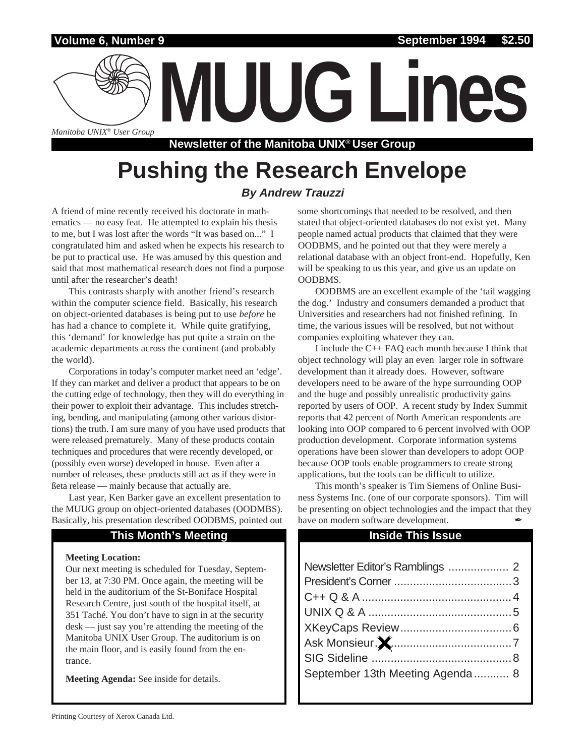Volume 6, Number 9 — September 1994 — $2.50

# MUUG Lines

*Manitoba UNIX® User Group*

**Newsletter of the Manitoba UNIX® User Group**

# Pushing the Research Envelope

***By Andrew Trauzzi***

A friend of mine recently received his doctorate in mathematics — no easy feat. He attempted to explain his thesis to me, but I was lost after the words "It was based on..." I congratulated him and asked when he expects his research to be put to practical use. He was amused by this question and said that most mathematical research does not find a purpose until after the researcher's death!

This contrasts sharply with another friend's research within the computer science field. Basically, his research on object-oriented databases is being put to use *before* he has had a chance to complete it. While quite gratifying, this 'demand' for knowledge has put quite a strain on the academic departments across the continent (and probably the world).

Corporations in today's computer market need an 'edge'. If they can market and deliver a product that appears to be on the cutting edge of technology, then they will do everything in their power to exploit their advantage. This includes stretching, bending, and manipulating (among other various distortions) the truth. I am sure many of you have used products that were released prematurely. Many of these products contain techniques and procedures that were recently developed, or (possibly even worse) developed in house. Even after a number of releases, these products still act as if they were in ßeta release — mainly because that actually are.

Last year, Ken Barker gave an excellent presentation to the MUUG group on object-oriented databases (OODMBS). Basically, his presentation described OODBMS, pointed out some shortcomings that needed to be resolved, and then stated that object-oriented databases do not exist yet. Many people named actual products that claimed that they were OODBMS, and he pointed out that they were merely a relational database with an object front-end. Hopefully, Ken will be speaking to us this year, and give us an update on OODBMS.

OODBMS are an excellent example of the 'tail wagging the dog.' Industry and consumers demanded a product that Universities and researchers had not finished refining. In time, the various issues will be resolved, but not without companies exploiting whatever they can.

I include the C++ FAQ each month because I think that object technology will play an even larger role in software development than it already does. However, software developers need to be aware of the hype surrounding OOP and the huge and possibly unrealistic productivity gains reported by users of OOP. A recent study by Index Summit reports that 42 percent of North American respondents are looking into OOP compared to 6 percent involved with OOP production development. Corporate information systems operations have been slower than developers to adopt OOP because OOP tools enable programmers to create strong applications, but the tools can be difficult to utilize.

This month's speaker is Tim Siemens of Online Business Systems Inc. (one of our corporate sponsors). Tim will be presenting on object technologies and the impact that they have on modern software development. ✒

## This Month's Meeting

**Meeting Location:**
Our next meeting is scheduled for Tuesday, September 13, at 7:30 PM. Once again, the meeting will be held in the auditorium of the St-Boniface Hospital Research Centre, just south of the hospital itself, at 351 Taché. You don't have to sign in at the security desk — just say you're attending the meeting of the Manitoba UNIX User Group. The auditorium is on the main floor, and is easily found from the entrance.

**Meeting Agenda:** See inside for details.

## Inside This Issue

- Newsletter Editor's Ramblings .................. 2
- President's Corner .................................. 3
- C++ Q & A ............................................. 4
- UNIX Q & A ........................................... 5
- XKeyCaps Review .................................. 6
- Ask Monsieur ✗ ..................................... 7
- SIG Sideline .......................................... 8
- September 13th Meeting Agenda ........... 8

Printing Courtesy of Xerox Canada Ltd.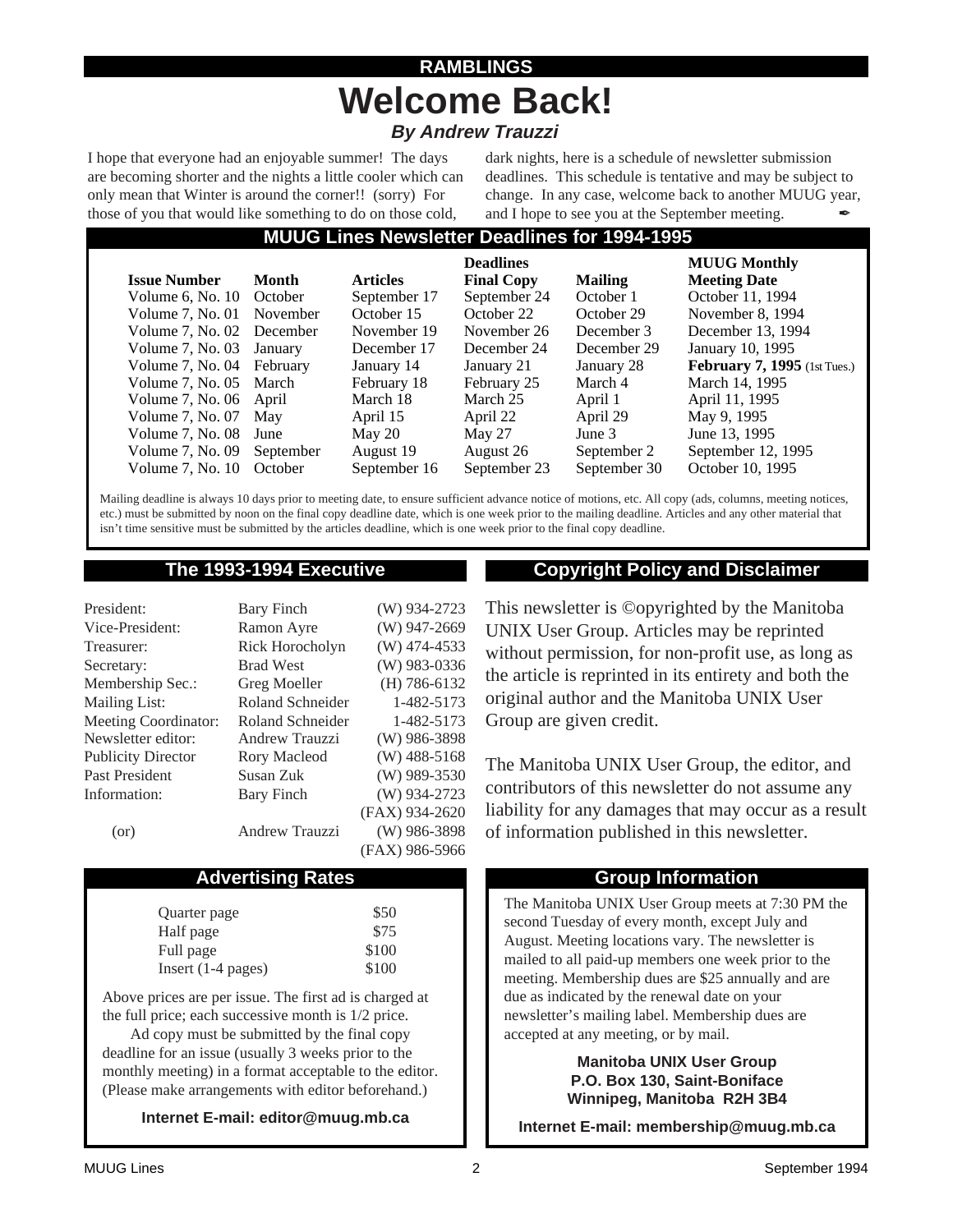## RAMBLINGS

# Welcome Back!

***By Andrew Trauzzi***

I hope that everyone had an enjoyable summer! The days are becoming shorter and the nights a little cooler which can only mean that Winter is around the corner!! (sorry) For those of you that would like something to do on those cold, dark nights, here is a schedule of newsletter submission deadlines. This schedule is tentative and may be subject to change. In any case, welcome back to another MUUG year, and I hope to see you at the September meeting. ✒

## MUUG Lines Newsletter Deadlines for 1994-1995

| Issue Number | Month | Articles | Deadlines Final Copy | Mailing | MUUG Monthly Meeting Date |
|---|---|---|---|---|---|
| Volume 6, No. 10 | October | September 17 | September 24 | October 1 | October 11, 1994 |
| Volume 7, No. 01 | November | October 15 | October 22 | October 29 | November 8, 1994 |
| Volume 7, No. 02 | December | November 19 | November 26 | December 3 | December 13, 1994 |
| Volume 7, No. 03 | January | December 17 | December 24 | December 29 | January 10, 1995 |
| Volume 7, No. 04 | February | January 14 | January 21 | January 28 | **February 7, 1995** (1st Tues.) |
| Volume 7, No. 05 | March | February 18 | February 25 | March 4 | March 14, 1995 |
| Volume 7, No. 06 | April | March 18 | March 25 | April 1 | April 11, 1995 |
| Volume 7, No. 07 | May | April 15 | April 22 | April 29 | May 9, 1995 |
| Volume 7, No. 08 | June | May 20 | May 27 | June 3 | June 13, 1995 |
| Volume 7, No. 09 | September | August 19 | August 26 | September 2 | September 12, 1995 |
| Volume 7, No. 10 | October | September 16 | September 23 | September 30 | October 10, 1995 |

Mailing deadline is always 10 days prior to meeting date, to ensure sufficient advance notice of motions, etc. All copy (ads, columns, meeting notices, etc.) must be submitted by noon on the final copy deadline date, which is one week prior to the mailing deadline. Articles and any other material that isn't time sensitive must be submitted by the articles deadline, which is one week prior to the final copy deadline.

## The 1993-1994 Executive

| | | |
|---|---|---|
| President: | Bary Finch | (W) 934-2723 |
| Vice-President: | Ramon Ayre | (W) 947-2669 |
| Treasurer: | Rick Horocholyn | (W) 474-4533 |
| Secretary: | Brad West | (W) 983-0336 |
| Membership Sec.: | Greg Moeller | (H) 786-6132 |
| Mailing List: | Roland Schneider | 1-482-5173 |
| Meeting Coordinator: | Roland Schneider | 1-482-5173 |
| Newsletter editor: | Andrew Trauzzi | (W) 986-3898 |
| Publicity Director | Rory Macleod | (W) 488-5168 |
| Past President | Susan Zuk | (W) 989-3530 |
| Information: | Bary Finch | (W) 934-2723 |
| | | (FAX) 934-2620 |
| (or) | Andrew Trauzzi | (W) 986-3898 |
| | | (FAX) 986-5966 |

## Advertising Rates

| | |
|---|---|
| Quarter page | $50 |
| Half page | $75 |
| Full page | $100 |
| Insert (1-4 pages) | $100 |

Above prices are per issue. The first ad is charged at the full price; each successive month is 1/2 price.

Ad copy must be submitted by the final copy deadline for an issue (usually 3 weeks prior to the monthly meeting) in a format acceptable to the editor. (Please make arrangements with editor beforehand.)

**Internet E-mail: editor@muug.mb.ca**

## Copyright Policy and Disclaimer

This newsletter is ©opyrighted by the Manitoba UNIX User Group. Articles may be reprinted without permission, for non-profit use, as long as the article is reprinted in its entirety and both the original author and the Manitoba UNIX User Group are given credit.

The Manitoba UNIX User Group, the editor, and contributors of this newsletter do not assume any liability for any damages that may occur as a result of information published in this newsletter.

## Group Information

The Manitoba UNIX User Group meets at 7:30 PM the second Tuesday of every month, except July and August. Meeting locations vary. The newsletter is mailed to all paid-up members one week prior to the meeting. Membership dues are $25 annually and are due as indicated by the renewal date on your newsletter's mailing label. Membership dues are accepted at any meeting, or by mail.

**Manitoba UNIX User Group**
**P.O. Box 130, Saint-Boniface**
**Winnipeg, Manitoba R2H 3B4**

**Internet E-mail: membership@muug.mb.ca**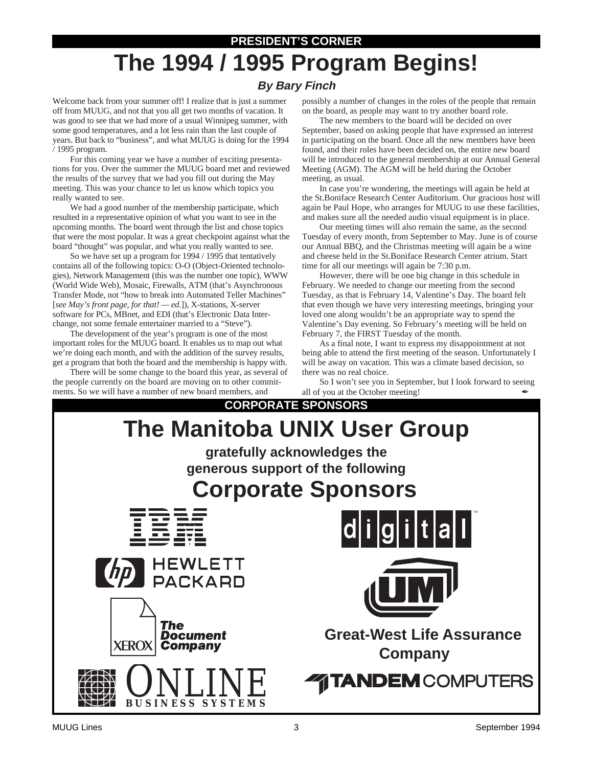PRESIDENT'S CORNER

# The 1994 / 1995 Program Begins!

### *By Bary Finch*

Welcome back from your summer off! I realize that is just a summer off from MUUG, and not that you all get two months of vacation. It was good to see that we had more of a usual Winnipeg summer, with some good temperatures, and a lot less rain than the last couple of years. But back to "business", and what MUUG is doing for the 1994 / 1995 program.

For this coming year we have a number of exciting presentations for you. Over the summer the MUUG board met and reviewed the results of the survey that we had you fill out during the May meeting. This was your chance to let us know which topics you really wanted to see.

We had a good number of the membership participate, which resulted in a representative opinion of what you want to see in the upcoming months. The board went through the list and chose topics that were the most popular. It was a great checkpoint against what the board "thought" was popular, and what you really wanted to see.

So we have set up a program for 1994 / 1995 that tentatively contains all of the following topics: O-O (Object-Oriented technologies), Network Management (this was the number one topic), WWW (World Wide Web), Mosaic, Firewalls, ATM (that's Asynchronous Transfer Mode, not "how to break into Automated Teller Machines" [*see May's front page, for that! — ed.*]), X-stations, X-server software for PCs, MBnet, and EDI (that's Electronic Data Interchange, not some female entertainer married to a "Steve").

The development of the year's program is one of the most important roles for the MUUG board. It enables us to map out what we're doing each month, and with the addition of the survey results, get a program that both the board and the membership is happy with.

There will be some change to the board this year, as several of the people currently on the board are moving on to other commitments. So we will have a number of new board members, and possibly a number of changes in the roles of the people that remain on the board, as people may want to try another board role.

The new members to the board will be decided on over September, based on asking people that have expressed an interest in participating on the board. Once all the new members have been found, and their roles have been decided on, the entire new board will be introduced to the general membership at our Annual General Meeting (AGM). The AGM will be held during the October meeting, as usual.

In case you're wondering, the meetings will again be held at the St.Boniface Research Center Auditorium. Our gracious host will again be Paul Hope, who arranges for MUUG to use these facilities, and makes sure all the needed audio visual equipment is in place.

Our meeting times will also remain the same, as the second Tuesday of every month, from September to May. June is of course our Annual BBQ, and the Christmas meeting will again be a wine and cheese held in the St.Boniface Research Center atrium. Start time for all our meetings will again be 7:30 p.m.

However, there will be one big change in this schedule in February. We needed to change our meeting from the second Tuesday, as that is February 14, Valentine's Day. The board felt that even though we have very interesting meetings, bringing your loved one along wouldn't be an appropriate way to spend the Valentine's Day evening. So February's meeting will be held on February 7, the FIRST Tuesday of the month.

As a final note, I want to express my disappointment at not being able to attend the first meeting of the season. Unfortunately I will be away on vacation. This was a climate based decision, so there was no real choice.

So I won't see you in September, but I look forward to seeing all of you at the October meeting! ✒

CORPORATE SPONSORS

# The Manitoba UNIX User Group

**gratefully acknowledges the generous support of the following**

## Corporate Sponsors

IBM

digital™

HEWLETT PACKARD

UM

XEROX The Document Company

Great-West Life Assurance Company

ONLINE BUSINESS SYSTEMS

TANDEM COMPUTERS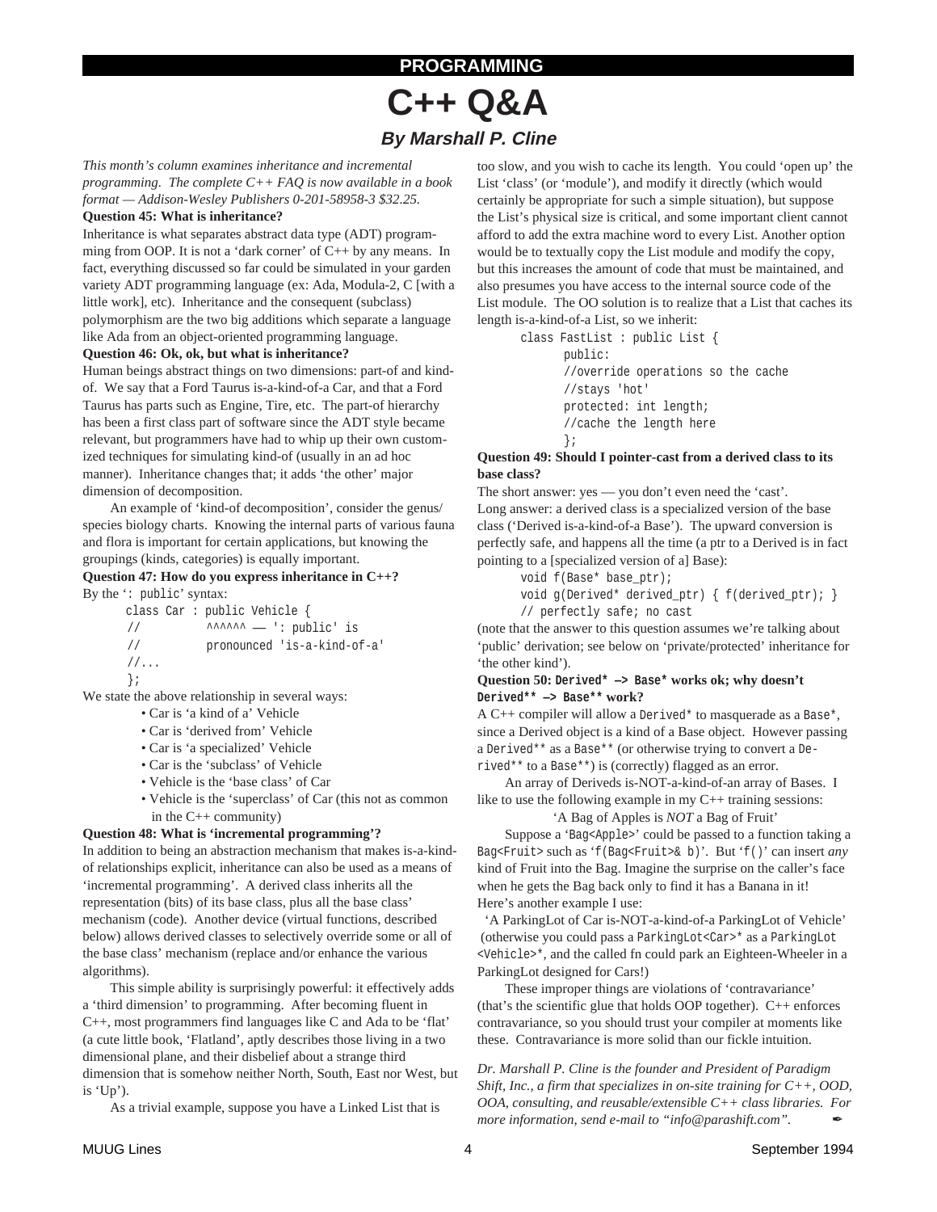PROGRAMMING

# C++ Q&A

### By Marshall P. Cline

*This month's column examines inheritance and incremental programming. The complete C++ FAQ is now available in a book format — Addison-Wesley Publishers 0-201-58958-3 $32.25.*

**Question 45: What is inheritance?**

Inheritance is what separates abstract data type (ADT) programming from OOP. It is not a 'dark corner' of C++ by any means. In fact, everything discussed so far could be simulated in your garden variety ADT programming language (ex: Ada, Modula-2, C [with a little work], etc). Inheritance and the consequent (subclass) polymorphism are the two big additions which separate a language like Ada from an object-oriented programming language.

**Question 46: Ok, ok, but what is inheritance?**

Human beings abstract things on two dimensions: part-of and kind-of. We say that a Ford Taurus is-a-kind-of-a Car, and that a Ford Taurus has parts such as Engine, Tire, etc. The part-of hierarchy has been a first class part of software since the ADT style became relevant, but programmers have had to whip up their own customized techniques for simulating kind-of (usually in an ad hoc manner). Inheritance changes that; it adds 'the other' major dimension of decomposition.

An example of 'kind-of decomposition', consider the genus/species biology charts. Knowing the internal parts of various fauna and flora is important for certain applications, but knowing the groupings (kinds, categories) is equally important.

**Question 47: How do you express inheritance in C++?**

By the '`: public`' syntax:

```
class Car : public Vehicle {
//          ^^^^^^ — ': public' is
//          pronounced 'is-a-kind-of-a'
//...
};
```

We state the above relationship in several ways:

- Car is 'a kind of a' Vehicle
- Car is 'derived from' Vehicle
- Car is 'a specialized' Vehicle
- Car is the 'subclass' of Vehicle
- Vehicle is the 'base class' of Car
- Vehicle is the 'superclass' of Car (this not as common in the C++ community)

**Question 48: What is 'incremental programming'?**

In addition to being an abstraction mechanism that makes is-a-kind-of relationships explicit, inheritance can also be used as a means of 'incremental programming'. A derived class inherits all the representation (bits) of its base class, plus all the base class' mechanism (code). Another device (virtual functions, described below) allows derived classes to selectively override some or all of the base class' mechanism (replace and/or enhance the various algorithms).

This simple ability is surprisingly powerful: it effectively adds a 'third dimension' to programming. After becoming fluent in C++, most programmers find languages like C and Ada to be 'flat' (a cute little book, 'Flatland', aptly describes those living in a two dimensional plane, and their disbelief about a strange third dimension that is somehow neither North, South, East nor West, but is 'Up').

As a trivial example, suppose you have a Linked List that is too slow, and you wish to cache its length. You could 'open up' the List 'class' (or 'module'), and modify it directly (which would certainly be appropriate for such a simple situation), but suppose the List's physical size is critical, and some important client cannot afford to add the extra machine word to every List. Another option would be to textually copy the List module and modify the copy, but this increases the amount of code that must be maintained, and also presumes you have access to the internal source code of the List module. The OO solution is to realize that a List that caches its length is-a-kind-of-a List, so we inherit:

```
class FastList : public List {
    public:
    //override operations so the cache
    //stays 'hot'
    protected: int length;
    //cache the length here
    };
```

**Question 49: Should I pointer-cast from a derived class to its base class?**

The short answer: yes — you don't even need the 'cast'.

Long answer: a derived class is a specialized version of the base class ('Derived is-a-kind-of-a Base'). The upward conversion is perfectly safe, and happens all the time (a ptr to a Derived is in fact pointing to a [specialized version of a] Base):

```
void f(Base* base_ptr);
void g(Derived* derived_ptr) { f(derived_ptr); }
// perfectly safe; no cast
```

(note that the answer to this question assumes we're talking about 'public' derivation; see below on 'private/protected' inheritance for 'the other kind').

**Question 50: `Derived* —> Base*` works ok; why doesn't `Derived** —> Base**` work?**

A C++ compiler will allow a `Derived*` to masquerade as a `Base*`, since a Derived object is a kind of a Base object. However passing a `Derived**` as a `Base**` (or otherwise trying to convert a `Derived**` to a `Base**`) is (correctly) flagged as an error.

An array of Deriveds is-NOT-a-kind-of-an array of Bases. I like to use the following example in my C++ training sessions:

'A Bag of Apples is *NOT* a Bag of Fruit'

Suppose a '`Bag<Apple>`' could be passed to a function taking a `Bag<Fruit>` such as '`f(Bag<Fruit>& b)`'. But '`f()`' can insert *any* kind of Fruit into the Bag. Imagine the surprise on the caller's face when he gets the Bag back only to find it has a Banana in it!

Here's another example I use:

'A ParkingLot of Car is-NOT-a-kind-of-a ParkingLot of Vehicle' (otherwise you could pass a `ParkingLot<Car>*` as a `ParkingLot <Vehicle>*`, and the called fn could park an Eighteen-Wheeler in a ParkingLot designed for Cars!)

These improper things are violations of 'contravariance' (that's the scientific glue that holds OOP together). C++ enforces contravariance, so you should trust your compiler at moments like these. Contravariance is more solid than our fickle intuition.

*Dr. Marshall P. Cline is the founder and President of Paradigm Shift, Inc., a firm that specializes in on-site training for C++, OOD, OOA, consulting, and reusable/extensible C++ class libraries. For more information, send e-mail to "info@parashift.com".*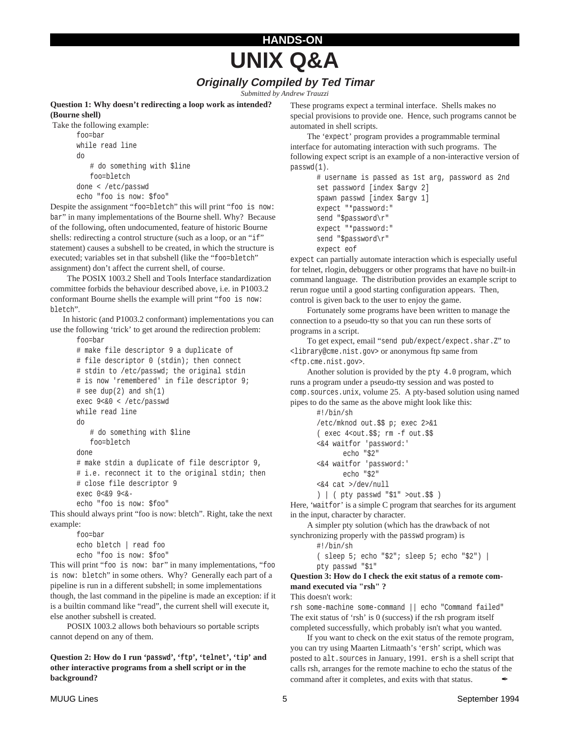HANDS-ON

# UNIX Q&A

### *Originally Compiled by Ted Timar*

*Submitted by Andrew Trauzzi*

**Question 1: Why doesn't redirecting a loop work as intended? (Bourne shell)**

Take the following example:

```
foo=bar
while read line
do
    # do something with $line
    foo=bletch
done < /etc/passwd
echo "foo is now: $foo"
```

Despite the assignment "`foo=bletch`" this will print "`foo is now: bar`" in many implementations of the Bourne shell. Why? Because of the following, often undocumented, feature of historic Bourne shells: redirecting a control structure (such as a loop, or an "`if`" statement) causes a subshell to be created, in which the structure is executed; variables set in that subshell (like the "`foo=bletch`" assignment) don't affect the current shell, of course.

The POSIX 1003.2 Shell and Tools Interface standardization committee forbids the behaviour described above, i.e. in P1003.2 conformant Bourne shells the example will print "`foo is now: bletch`".

In historic (and P1003.2 conformant) implementations you can use the following 'trick' to get around the redirection problem:

```
foo=bar
# make file descriptor 9 a duplicate of
# file descriptor 0 (stdin); then connect
# stdin to /etc/passwd; the original stdin
# is now 'remembered' in file descriptor 9;
# see dup(2) and sh(1)
exec 9<&0 < /etc/passwd
while read line
do
    # do something with $line
    foo=bletch
done
# make stdin a duplicate of file descriptor 9,
# i.e. reconnect it to the original stdin; then
# close file descriptor 9
exec 0<&9 9<&-
echo "foo is now: $foo"
```

This should always print "foo is now: bletch". Right, take the next example:

```
foo=bar
echo bletch | read foo
echo "foo is now: $foo"
```

This will print "`foo is now: bar`" in many implementations, "`foo is now: bletch`" in some others. Why? Generally each part of a pipeline is run in a different subshell; in some implementations though, the last command in the pipeline is made an exception: if it is a builtin command like "read", the current shell will execute it, else another subshell is created.

POSIX 1003.2 allows both behaviours so portable scripts cannot depend on any of them.

**Question 2: How do I run '`passwd`', '`ftp`', '`telnet`', '`tip`' and other interactive programs from a shell script or in the background?**

These programs expect a terminal interface. Shells makes no special provisions to provide one. Hence, such programs cannot be automated in shell scripts.

The '`expect`' program provides a programmable terminal interface for automating interaction with such programs. The following expect script is an example of a non-interactive version of `passwd(1)`.

```
# username is passed as 1st arg, password as 2nd
set password [index $argv 2]
spawn passwd [index $argv 1]
expect "*password:"
send "$password\r"
expect "*password:"
send "$password\r"
expect eof
```

`expect` can partially automate interaction which is especially useful for telnet, rlogin, debuggers or other programs that have no built-in command language. The distribution provides an example script to rerun rogue until a good starting configuration appears. Then, control is given back to the user to enjoy the game.

Fortunately some programs have been written to manage the connection to a pseudo-tty so that you can run these sorts of programs in a script.

To get expect, email "`send pub/expect/expect.shar.Z`" to `<library@cme.nist.gov>` or anonymous ftp same from `<ftp.cme.nist.gov>`.

Another solution is provided by the `pty 4.0` program, which runs a program under a pseudo-tty session and was posted to `comp.sources.unix`, volume 25. A pty-based solution using named pipes to do the same as the above might look like this:

```
#!/bin/sh
/etc/mknod out.$$ p; exec 2>&1
( exec 4<out.$$; rm -f out.$$
<&4 waitfor 'password:'
      echo "$2"
<&4 waitfor 'password:'
      echo "$2"
<&4 cat >/dev/null
) | ( pty passwd "$1" >out.$$ )
```

Here, '`waitfor`' is a simple C program that searches for its argument in the input, character by character.

A simpler pty solution (which has the drawback of not synchronizing properly with the `passwd` program) is

```
#!/bin/sh
( sleep 5; echo "$2"; sleep 5; echo "$2") |
pty passwd "$1"
```

**Question 3: How do I check the exit status of a remote command executed via "rsh" ?**

This doesn't work:

```
rsh some-machine some-command || echo "Command failed"
```

The exit status of 'rsh' is 0 (success) if the rsh program itself completed successfully, which probably isn't what you wanted.

If you want to check on the exit status of the remote program, you can try using Maarten Litmaath's '`ersh`' script, which was posted to `alt.sources` in January, 1991. `ersh` is a shell script that calls rsh, arranges for the remote machine to echo the status of the command after it completes, and exits with that status.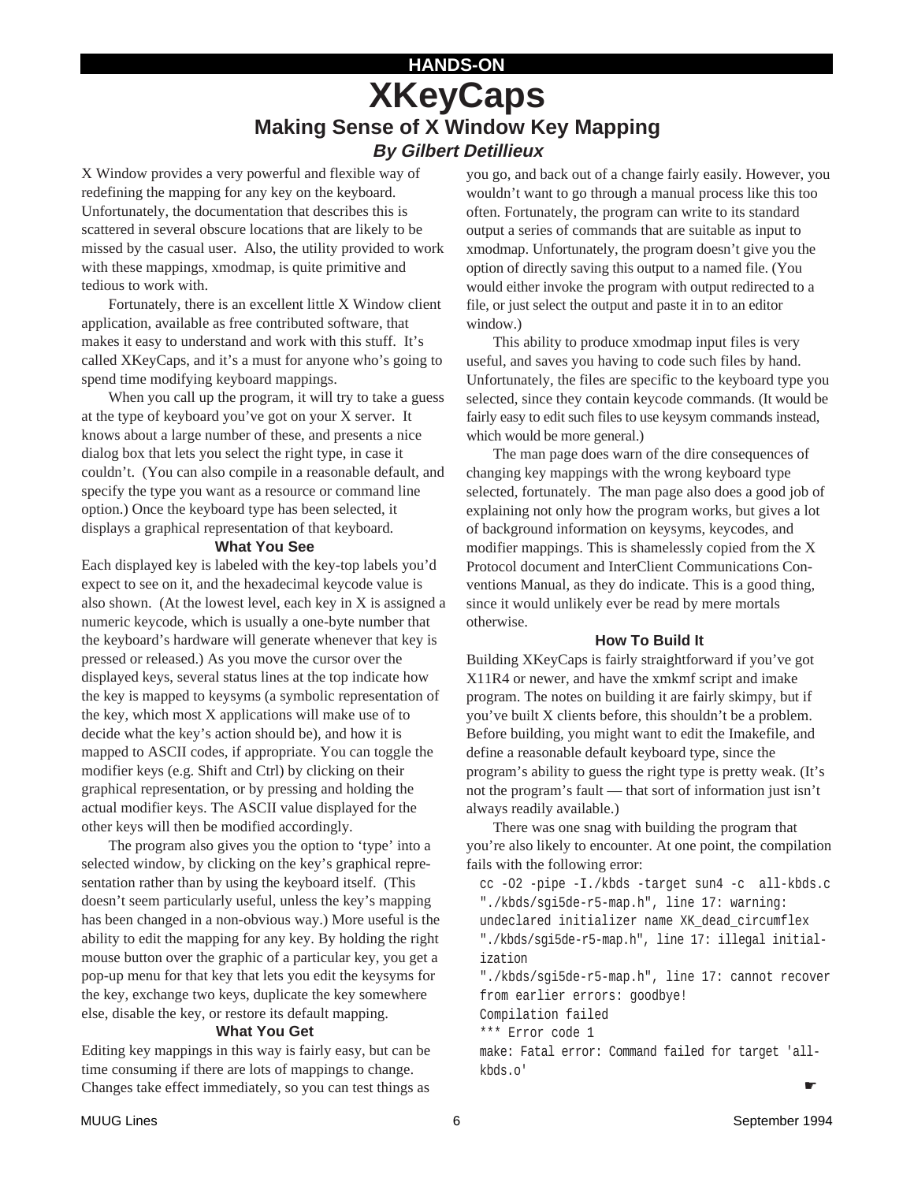HANDS-ON

# XKeyCaps

## Making Sense of X Window Key Mapping

***By Gilbert Detillieux***

X Window provides a very powerful and flexible way of redefining the mapping for any key on the keyboard. Unfortunately, the documentation that describes this is scattered in several obscure locations that are likely to be missed by the casual user. Also, the utility provided to work with these mappings, xmodmap, is quite primitive and tedious to work with.

Fortunately, there is an excellent little X Window client application, available as free contributed software, that makes it easy to understand and work with this stuff. It's called XKeyCaps, and it's a must for anyone who's going to spend time modifying keyboard mappings.

When you call up the program, it will try to take a guess at the type of keyboard you've got on your X server. It knows about a large number of these, and presents a nice dialog box that lets you select the right type, in case it couldn't. (You can also compile in a reasonable default, and specify the type you want as a resource or command line option.) Once the keyboard type has been selected, it displays a graphical representation of that keyboard.

### What You See

Each displayed key is labeled with the key-top labels you'd expect to see on it, and the hexadecimal keycode value is also shown. (At the lowest level, each key in X is assigned a numeric keycode, which is usually a one-byte number that the keyboard's hardware will generate whenever that key is pressed or released.) As you move the cursor over the displayed keys, several status lines at the top indicate how the key is mapped to keysyms (a symbolic representation of the key, which most X applications will make use of to decide what the key's action should be), and how it is mapped to ASCII codes, if appropriate. You can toggle the modifier keys (e.g. Shift and Ctrl) by clicking on their graphical representation, or by pressing and holding the actual modifier keys. The ASCII value displayed for the other keys will then be modified accordingly.

The program also gives you the option to 'type' into a selected window, by clicking on the key's graphical representation rather than by using the keyboard itself. (This doesn't seem particularly useful, unless the key's mapping has been changed in a non-obvious way.) More useful is the ability to edit the mapping for any key. By holding the right mouse button over the graphic of a particular key, you get a pop-up menu for that key that lets you edit the keysyms for the key, exchange two keys, duplicate the key somewhere else, disable the key, or restore its default mapping.

### What You Get

Editing key mappings in this way is fairly easy, but can be time consuming if there are lots of mappings to change. Changes take effect immediately, so you can test things as you go, and back out of a change fairly easily. However, you wouldn't want to go through a manual process like this too often. Fortunately, the program can write to its standard output a series of commands that are suitable as input to xmodmap. Unfortunately, the program doesn't give you the option of directly saving this output to a named file. (You would either invoke the program with output redirected to a file, or just select the output and paste it in to an editor window.)

This ability to produce xmodmap input files is very useful, and saves you having to code such files by hand. Unfortunately, the files are specific to the keyboard type you selected, since they contain keycode commands. (It would be fairly easy to edit such files to use keysym commands instead, which would be more general.)

The man page does warn of the dire consequences of changing key mappings with the wrong keyboard type selected, fortunately. The man page also does a good job of explaining not only how the program works, but gives a lot of background information on keysyms, keycodes, and modifier mappings. This is shamelessly copied from the X Protocol document and InterClient Communications Conventions Manual, as they do indicate. This is a good thing, since it would unlikely ever be read by mere mortals otherwise.

### How To Build It

Building XKeyCaps is fairly straightforward if you've got X11R4 or newer, and have the xmkmf script and imake program. The notes on building it are fairly skimpy, but if you've built X clients before, this shouldn't be a problem. Before building, you might want to edit the Imakefile, and define a reasonable default keyboard type, since the program's ability to guess the right type is pretty weak. (It's not the program's fault — that sort of information just isn't always readily available.)

There was one snag with building the program that you're also likely to encounter. At one point, the compilation fails with the following error:

```
cc -O2 -pipe -I./kbds -target sun4 -c  all-kbds.c
"./kbds/sgi5de-r5-map.h", line 17: warning:
undeclared initializer name XK_dead_circumflex
"./kbds/sgi5de-r5-map.h", line 17: illegal initial-
ization
"./kbds/sgi5de-r5-map.h", line 17: cannot recover
from earlier errors: goodbye!
Compilation failed
*** Error code 1
make: Fatal error: Command failed for target 'all-
kbds.o'
```

☛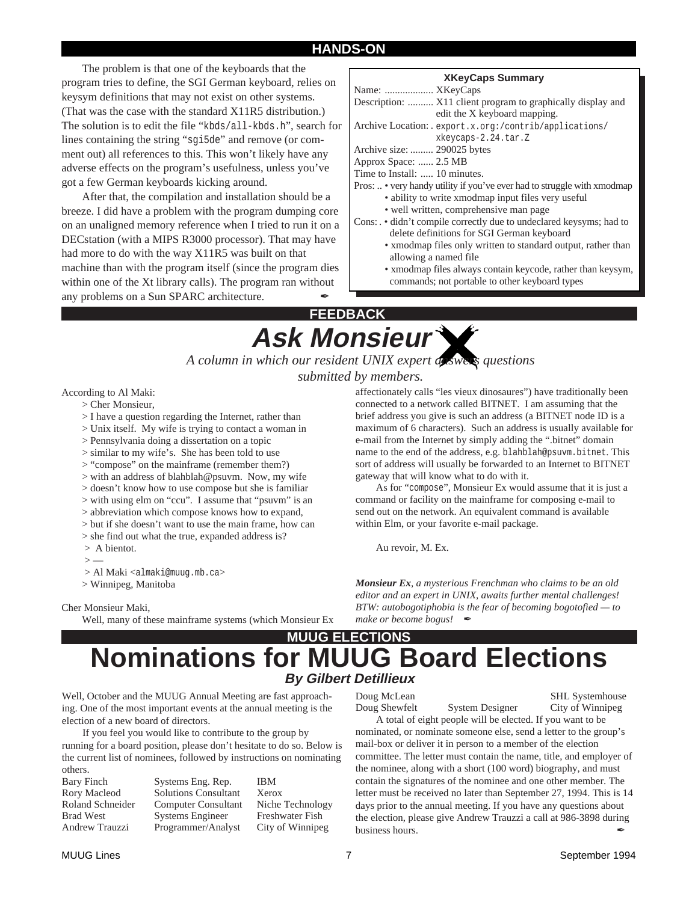## HANDS-ON

The problem is that one of the keyboards that the program tries to define, the SGI German keyboard, relies on keysym definitions that may not exist on other systems. (That was the case with the standard X11R5 distribution.) The solution is to edit the file "`kbds/all-kbds.h`", search for lines containing the string "`sgi5de`" and remove (or comment out) all references to this. This won't likely have any adverse effects on the program's usefulness, unless you've got a few German keyboards kicking around.

After that, the compilation and installation should be a breeze. I did have a problem with the program dumping core on an unaligned memory reference when I tried to run it on a DECstation (with a MIPS R3000 processor). That may have had more to do with the way X11R5 was built on that machine than with the program itself (since the program dies within one of the Xt library calls). The program ran without any problems on a Sun SPARC architecture. ✒

**XKeyCaps Summary**

Name: ................... XKeyCaps
Description: .......... X11 client program to graphically display and edit the X keyboard mapping.
Archive Location: . `export.x.org:/contrib/applications/xkeycaps-2.24.tar.Z`
Archive size: ......... 290025 bytes
Approx Space: ...... 2.5 MB
Time to Install: ..... 10 minutes.
Pros: ..
- very handy utility if you've ever had to struggle with xmodmap
- ability to write xmodmap input files very useful
- well written, comprehensive man page

Cons: .
- didn't compile correctly due to undeclared keysyms; had to delete definitions for SGI German keyboard
- xmodmap files only written to standard output, rather than allowing a named file
- xmodmap files always contain keycode, rather than keysym, commands; not portable to other keyboard types

## FEEDBACK

# Ask Monsieur X

*A column in which our resident UNIX expert answers questions submitted by members.*

According to Al Maki:

> Cher Monsieur,
> I have a question regarding the Internet, rather than
> Unix itself. My wife is trying to contact a woman in
> Pennsylvania doing a dissertation on a topic
> similar to my wife's. She has been told to use
> "compose" on the mainframe (remember them?)
> with an address of blahblah@psuvm. Now, my wife
> doesn't know how to use compose but she is familiar
> with using elm on "ccu". I assume that "psuvm" is an
> abbreviation which compose knows how to expand,
> but if she doesn't want to use the main frame, how can
> she find out what the true, expanded address is?
> A bientot.
> —
> Al Maki <`almaki@muug.mb.ca`>
> Winnipeg, Manitoba

Cher Monsieur Maki,

Well, many of these mainframe systems (which Monsieur Ex affectionately calls "les vieux dinosaures") have traditionally been connected to a network called BITNET. I am assuming that the brief address you give is such an address (a BITNET node ID is a maximum of 6 characters). Such an address is usually available for e-mail from the Internet by simply adding the ".bitnet" domain name to the end of the address, e.g. `blahblah@psuvm.bitnet`. This sort of address will usually be forwarded to an Internet to BITNET gateway that will know what to do with it.

As for "`compose`", Monsieur Ex would assume that it is just a command or facility on the mainframe for composing e-mail to send out on the network. An equivalent command is available within Elm, or your favorite e-mail package.

Au revoir, M. Ex.

***Monsieur Ex**, a mysterious Frenchman who claims to be an old editor and an expert in UNIX, awaits further mental challenges! BTW: autobogotiphobia is the fear of becoming bogotofied — to make or become bogus!* ✒

## MUUG ELECTIONS

# Nominations for MUUG Board Elections

***By Gilbert Detillieux***

Well, October and the MUUG Annual Meeting are fast approaching. One of the most important events at the annual meeting is the election of a new board of directors.

If you feel you would like to contribute to the group by running for a board position, please don't hesitate to do so. Below is the current list of nominees, followed by instructions on nominating others.

| | | |
|---|---|---|
| Bary Finch | Systems Eng. Rep. | IBM |
| Rory Macleod | Solutions Consultant | Xerox |
| Roland Schneider | Computer Consultant | Niche Technology |
| Brad West | Systems Engineer | Freshwater Fish |
| Andrew Trauzzi | Programmer/Analyst | City of Winnipeg |
| Doug McLean | | SHL Systemhouse |
| Doug Shewfelt | System Designer | City of Winnipeg |

A total of eight people will be elected. If you want to be nominated, or nominate someone else, send a letter to the group's mail-box or deliver it in person to a member of the election committee. The letter must contain the name, title, and employer of the nominee, along with a short (100 word) biography, and must contain the signatures of the nominee and one other member. The letter must be received no later than September 27, 1994. This is 14 days prior to the annual meeting. If you have any questions about the election, please give Andrew Trauzzi a call at 986-3898 during business hours. ✒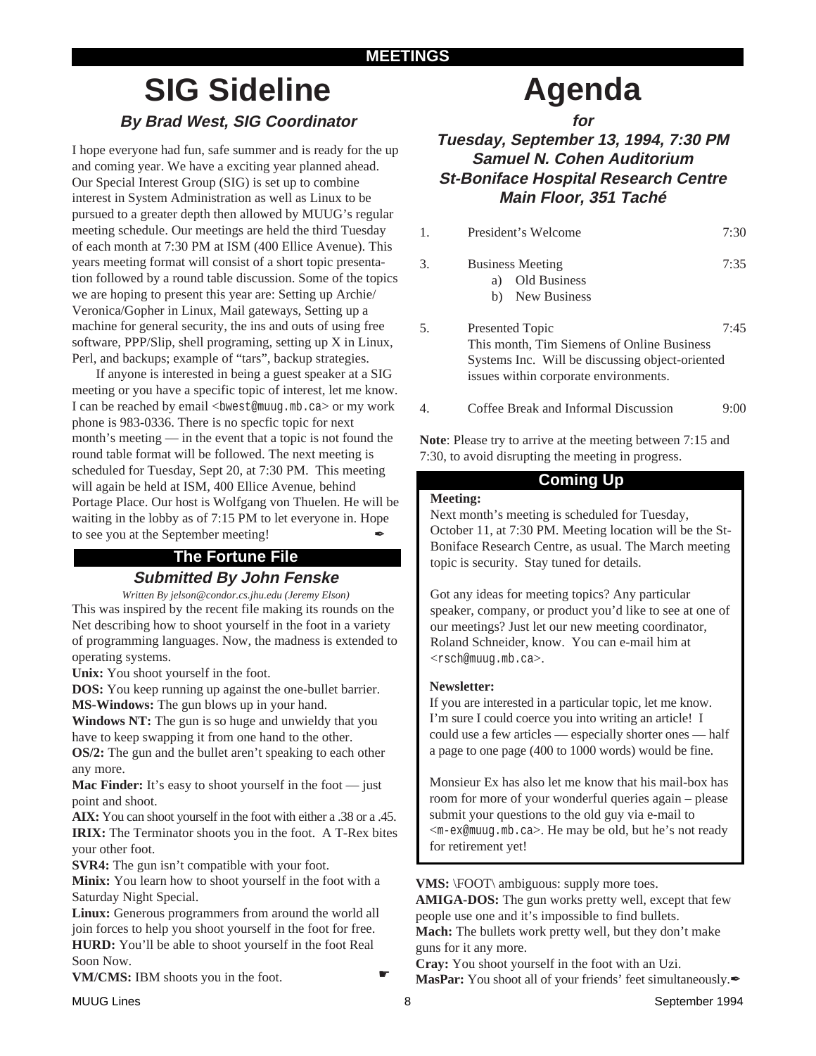MEETINGS

# SIG Sideline

### By Brad West, SIG Coordinator

I hope everyone had fun, safe summer and is ready for the up and coming year. We have a exciting year planned ahead. Our Special Interest Group (SIG) is set up to combine interest in System Administration as well as Linux to be pursued to a greater depth then allowed by MUUG's regular meeting schedule. Our meetings are held the third Tuesday of each month at 7:30 PM at ISM (400 Ellice Avenue). This years meeting format will consist of a short topic presentation followed by a round table discussion. Some of the topics we are hoping to present this year are: Setting up Archie/Veronica/Gopher in Linux, Mail gateways, Setting up a machine for general security, the ins and outs of using free software, PPP/Slip, shell programing, setting up X in Linux, Perl, and backups; example of "tars", backup strategies.

If anyone is interested in being a guest speaker at a SIG meeting or you have a specific topic of interest, let me know. I can be reached by email <bwest@muug.mb.ca> or my work phone is 983-0336. There is no specfic topic for next month's meeting — in the event that a topic is not found the round table format will be followed. The next meeting is scheduled for Tuesday, Sept 20, at 7:30 PM. This meeting will again be held at ISM, 400 Ellice Avenue, behind Portage Place. Our host is Wolfgang von Thuelen. He will be waiting in the lobby as of 7:15 PM to let everyone in. Hope to see you at the September meeting!

## The Fortune File

### Submitted By John Fenske

*Written By jelson@condor.cs.jhu.edu (Jeremy Elson)*

This was inspired by the recent file making its rounds on the Net describing how to shoot yourself in the foot in a variety of programming languages. Now, the madness is extended to operating systems.

**Unix:** You shoot yourself in the foot.
**DOS:** You keep running up against the one-bullet barrier.
**MS-Windows:** The gun blows up in your hand.
**Windows NT:** The gun is so huge and unwieldy that you have to keep swapping it from one hand to the other.
**OS/2:** The gun and the bullet aren't speaking to each other any more.
**Mac Finder:** It's easy to shoot yourself in the foot — just point and shoot.
**AIX:** You can shoot yourself in the foot with either a .38 or a .45.
**IRIX:** The Terminator shoots you in the foot. A T-Rex bites your other foot.
**SVR4:** The gun isn't compatible with your foot.
**Minix:** You learn how to shoot yourself in the foot with a Saturday Night Special.
**Linux:** Generous programmers from around the world all join forces to help you shoot yourself in the foot for free.
**HURD:** You'll be able to shoot yourself in the foot Real Soon Now.
**VM/CMS:** IBM shoots you in the foot.
**VMS:** \FOOT\ ambiguous: supply more toes.
**AMIGA-DOS:** The gun works pretty well, except that few people use one and it's impossible to find bullets.
**Mach:** The bullets work pretty well, but they don't make guns for it any more.
**Cray:** You shoot yourself in the foot with an Uzi.
**MasPar:** You shoot all of your friends' feet simultaneously.

# Agenda

### for
### Tuesday, September 13, 1994, 7:30 PM
### Samuel N. Cohen Auditorium
### St-Boniface Hospital Research Centre
### Main Floor, 351 Taché

1. President's Welcome — 7:30

3. Business Meeting — 7:35
   a) Old Business
   b) New Business

5. Presented Topic — 7:45
   This month, Tim Siemens of Online Business Systems Inc. Will be discussing object-oriented issues within corporate environments.

4. Coffee Break and Informal Discussion — 9:00

**Note**: Please try to arrive at the meeting between 7:15 and 7:30, to avoid disrupting the meeting in progress.

## Coming Up

**Meeting:**

Next month's meeting is scheduled for Tuesday, October 11, at 7:30 PM. Meeting location will be the St-Boniface Research Centre, as usual. The March meeting topic is security. Stay tuned for details.

Got any ideas for meeting topics? Any particular speaker, company, or product you'd like to see at one of our meetings? Just let our new meeting coordinator, Roland Schneider, know. You can e-mail him at <rsch@muug.mb.ca>.

**Newsletter:**

If you are interested in a particular topic, let me know. I'm sure I could coerce you into writing an article! I could use a few articles — especially shorter ones — half a page to one page (400 to 1000 words) would be fine.

Monsieur Ex has also let me know that his mail-box has room for more of your wonderful queries again – please submit your questions to the old guy via e-mail to <m-ex@muug.mb.ca>. He may be old, but he's not ready for retirement yet!